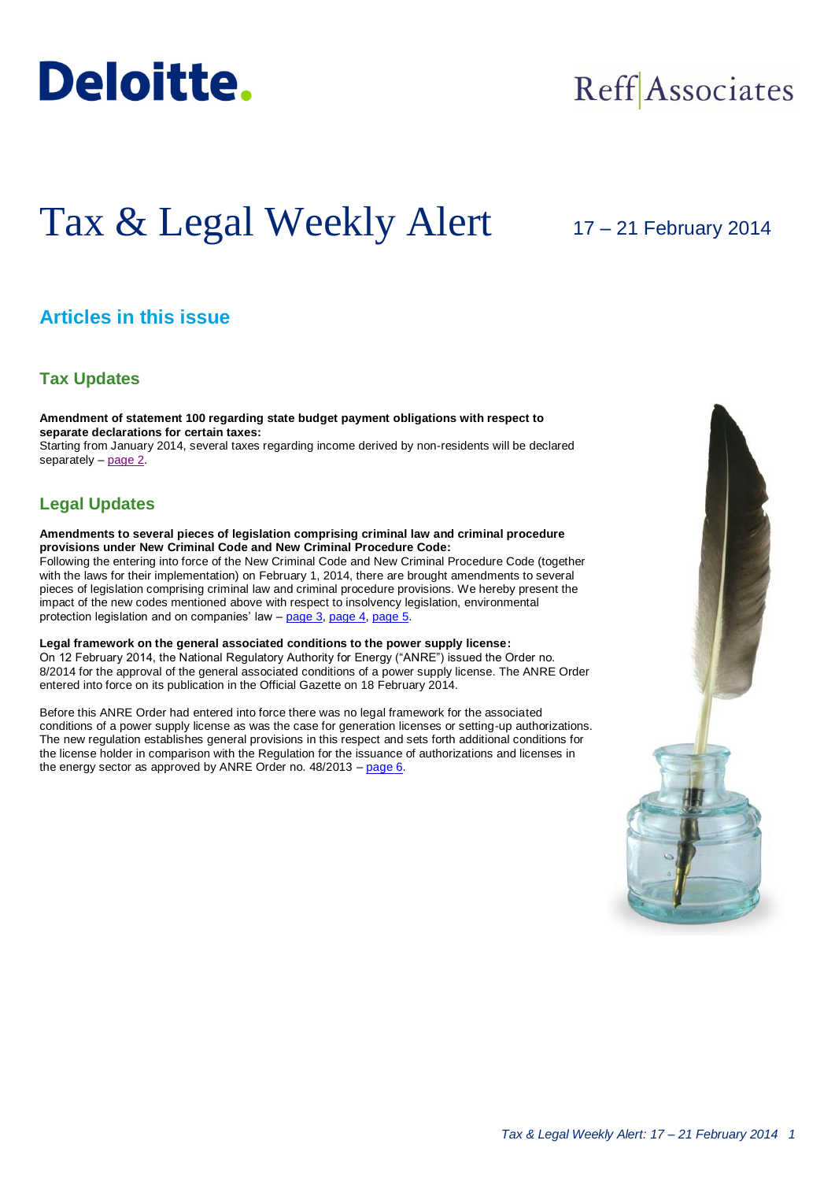Deloitte.

Reff Associates

# Tax & Legal Weekly Alert

17 – 21 February 2014

## Articles in this issue

### Tax Updates

**Amendment of statement 100 regarding state budget payment obligations with respect to separate declarations for certain taxes:**
Starting from January 2014, several taxes regarding income derived by non-residents will be declared separately – page 2.

### Legal Updates

**Amendments to several pieces of legislation comprising criminal law and criminal procedure provisions under New Criminal Code and New Criminal Procedure Code:**
Following the entering into force of the New Criminal Code and New Criminal Procedure Code (together with the laws for their implementation) on February 1, 2014, there are brought amendments to several pieces of legislation comprising criminal law and criminal procedure provisions. We hereby present the impact of the new codes mentioned above with respect to insolvency legislation, environmental protection legislation and on companies' law – page 3, page 4, page 5.

**Legal framework on the general associated conditions to the power supply license:**
On 12 February 2014, the National Regulatory Authority for Energy ("ANRE") issued the Order no. 8/2014 for the approval of the general associated conditions of a power supply license. The ANRE Order entered into force on its publication in the Official Gazette on 18 February 2014.

Before this ANRE Order had entered into force there was no legal framework for the associated conditions of a power supply license as was the case for generation licenses or setting-up authorizations. The new regulation establishes general provisions in this respect and sets forth additional conditions for the license holder in comparison with the Regulation for the issuance of authorizations and licenses in the energy sector as approved by ANRE Order no. 48/2013 – page 6.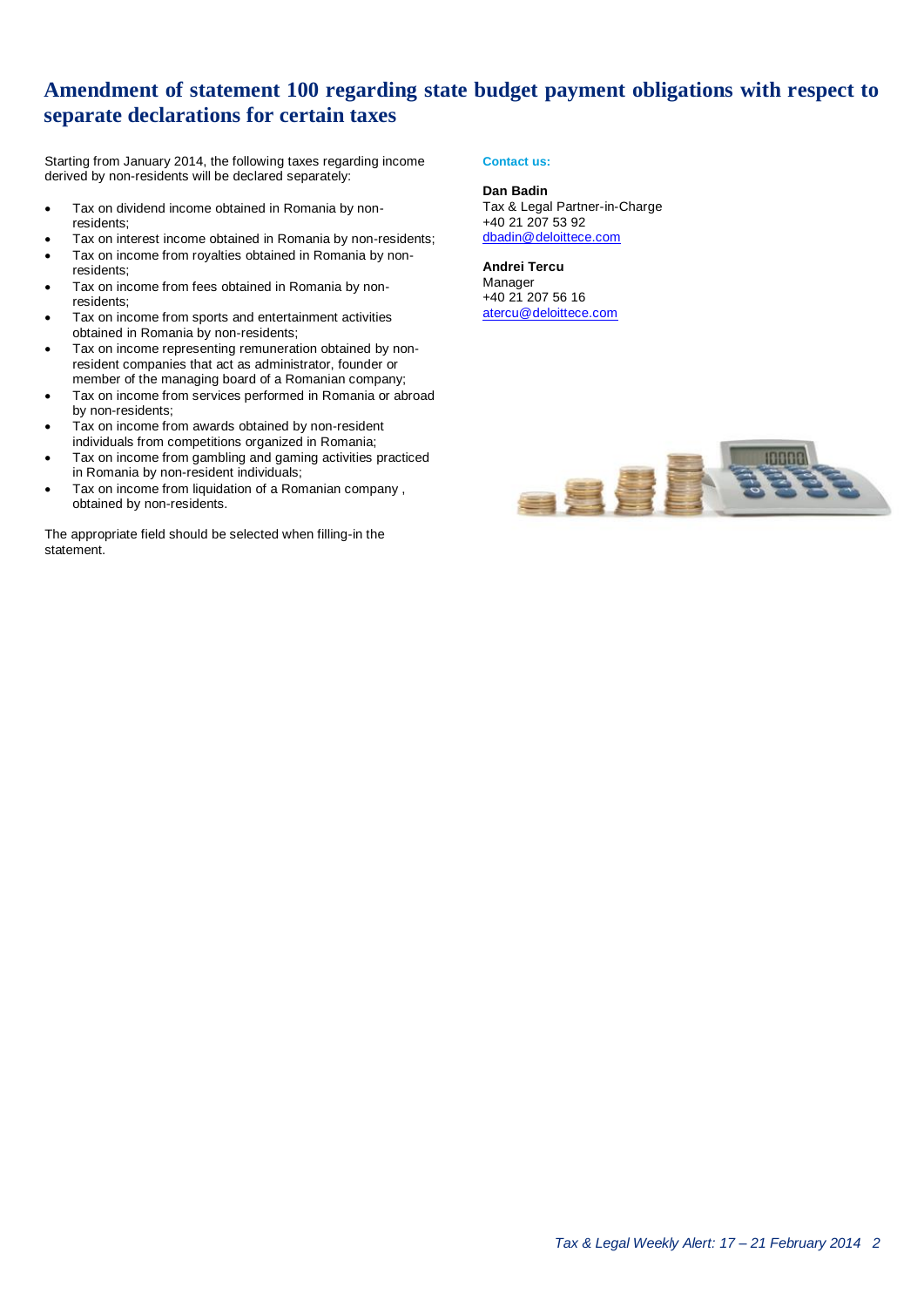# Amendment of statement 100 regarding state budget payment obligations with respect to separate declarations for certain taxes

Starting from January 2014, the following taxes regarding income derived by non-residents will be declared separately:

- Tax on dividend income obtained in Romania by non-residents;
- Tax on interest income obtained in Romania by non-residents;
- Tax on income from royalties obtained in Romania by non-residents;
- Tax on income from fees obtained in Romania by non-residents;
- Tax on income from sports and entertainment activities obtained in Romania by non-residents;
- Tax on income representing remuneration obtained by non-resident companies that act as administrator, founder or member of the managing board of a Romanian company;
- Tax on income from services performed in Romania or abroad by non-residents;
- Tax on income from awards obtained by non-resident individuals from competitions organized in Romania;
- Tax on income from gambling and gaming activities practiced in Romania by non-resident individuals;
- Tax on income from liquidation of a Romanian company , obtained by non-residents.

The appropriate field should be selected when filling-in the statement.

**Contact us:**

**Dan Badin**
Tax & Legal Partner-in-Charge
+40 21 207 53 92
dbadin@deloittece.com

**Andrei Tercu**
Manager
+40 21 207 56 16
atercu@deloittece.com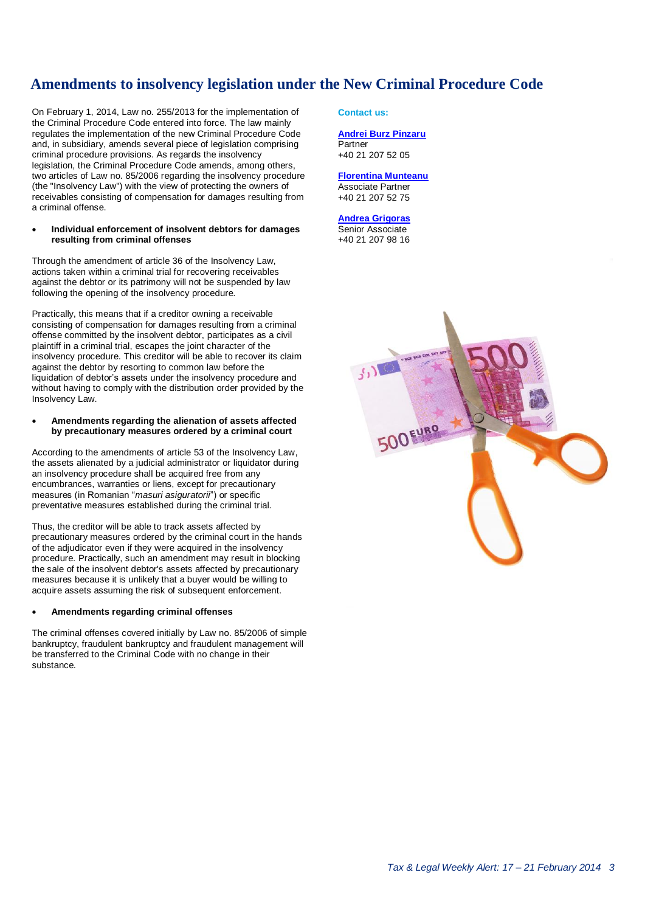# Amendments to insolvency legislation under the New Criminal Procedure Code

On February 1, 2014, Law no. 255/2013 for the implementation of the Criminal Procedure Code entered into force. The law mainly regulates the implementation of the new Criminal Procedure Code and, in subsidiary, amends several piece of legislation comprising criminal procedure provisions. As regards the insolvency legislation, the Criminal Procedure Code amends, among others, two articles of Law no. 85/2006 regarding the insolvency procedure (the "Insolvency Law") with the view of protecting the owners of receivables consisting of compensation for damages resulting from a criminal offense.

- **Individual enforcement of insolvent debtors for damages resulting from criminal offenses**

Through the amendment of article 36 of the Insolvency Law, actions taken within a criminal trial for recovering receivables against the debtor or its patrimony will not be suspended by law following the opening of the insolvency procedure.

Practically, this means that if a creditor owning a receivable consisting of compensation for damages resulting from a criminal offense committed by the insolvent debtor, participates as a civil plaintiff in a criminal trial, escapes the joint character of the insolvency procedure. This creditor will be able to recover its claim against the debtor by resorting to common law before the liquidation of debtor's assets under the insolvency procedure and without having to comply with the distribution order provided by the Insolvency Law.

- **Amendments regarding the alienation of assets affected by precautionary measures ordered by a criminal court**

According to the amendments of article 53 of the Insolvency Law, the assets alienated by a judicial administrator or liquidator during an insolvency procedure shall be acquired free from any encumbrances, warranties or liens, except for precautionary measures (in Romanian "*masuri asiguratorii*") or specific preventative measures established during the criminal trial.

Thus, the creditor will be able to track assets affected by precautionary measures ordered by the criminal court in the hands of the adjudicator even if they were acquired in the insolvency procedure. Practically, such an amendment may result in blocking the sale of the insolvent debtor's assets affected by precautionary measures because it is unlikely that a buyer would be willing to acquire assets assuming the risk of subsequent enforcement.

- **Amendments regarding criminal offenses**

The criminal offenses covered initially by Law no. 85/2006 of simple bankruptcy, fraudulent bankruptcy and fraudulent management will be transferred to the Criminal Code with no change in their substance.

**Contact us:**

**Andrei Burz Pinzaru**
Partner
+40 21 207 52 05

**Florentina Munteanu**
Associate Partner
+40 21 207 52 75

**Andrea Grigoras**
Senior Associate
+40 21 207 98 16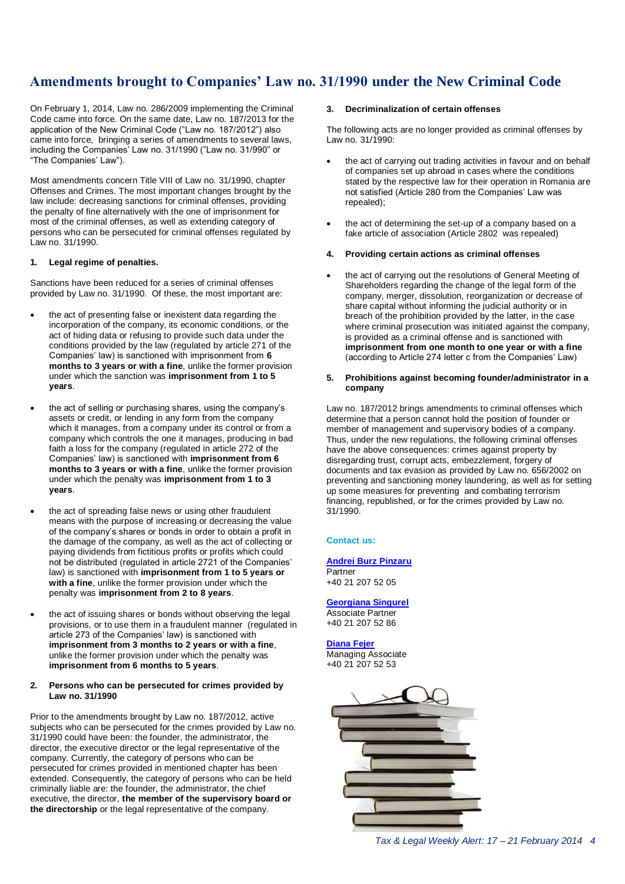# Amendments brought to Companies' Law no. 31/1990 under the New Criminal Code

On February 1, 2014, Law no. 286/2009 implementing the Criminal Code came into force. On the same date, Law no. 187/2013 for the application of the New Criminal Code ("Law no. 187/2012") also came into force, bringing a series of amendments to several laws, including the Companies' Law no. 31/1990 ("Law no. 31/990" or "The Companies' Law").

Most amendments concern Title VIII of Law no. 31/1990, chapter Offenses and Crimes. The most important changes brought by the law include: decreasing sanctions for criminal offenses, providing the penalty of fine alternatively with the one of imprisonment for most of the criminal offenses, as well as extending category of persons who can be persecuted for criminal offenses regulated by Law no. 31/1990.

## 1. Legal regime of penalties.

Sanctions have been reduced for a series of criminal offenses provided by Law no. 31/1990. Of these, the most important are:

- the act of presenting false or inexistent data regarding the incorporation of the company, its economic conditions, or the act of hiding data or refusing to provide such data under the conditions provided by the law (regulated by article 271 of the Companies' law) is sanctioned with imprisonment from **6 months to 3 years or with a fine**, unlike the former provision under which the sanction was **imprisonment from 1 to 5 years**.

- the act of selling or purchasing shares, using the company's assets or credit, or lending in any form from the company which it manages, from a company under its control or from a company which controls the one it manages, producing in bad faith a loss for the company (regulated in article 272 of the Companies' law) is sanctioned with **imprisonment from 6 months to 3 years or with a fine**, unlike the former provision under which the penalty was **imprisonment from 1 to 3 years**.

- the act of spreading false news or using other fraudulent means with the purpose of increasing or decreasing the value of the company's shares or bonds in order to obtain a profit in the damage of the company, as well as the act of collecting or paying dividends from fictitious profits or profits which could not be distributed (regulated in article 272[1] of the Companies' law) is sanctioned with **imprisonment from 1 to 5 years or with a fine**, unlike the former provision under which the penalty was **imprisonment from 2 to 8 years**.

- the act of issuing shares or bonds without observing the legal provisions, or to use them in a fraudulent manner (regulated in article 273 of the Companies' law) is sanctioned with **imprisonment from 3 months to 2 years or with a fine**, unlike the former provision under which the penalty was **imprisonment from 6 months to 5 years**.

## 2. Persons who can be persecuted for crimes provided by Law no. 31/1990

Prior to the amendments brought by Law no. 187/2012, active subjects who can be persecuted for the crimes provided by Law no. 31/1990 could have been: the founder, the administrator, the director, the executive director or the legal representative of the company. Currently, the category of persons who can be persecuted for crimes provided in mentioned chapter has been extended. Consequently, the category of persons who can be held criminally liable are: the founder, the administrator, the chief executive, the director, **the member of the supervisory board or the directorship** or the legal representative of the company.

## 3. Decriminalization of certain offenses

The following acts are no longer provided as criminal offenses by Law no. 31/1990:

- the act of carrying out trading activities in favour and on behalf of companies set up abroad in cases where the conditions stated by the respective law for their operation in Romania are not satisfied (Article 280 from the Companies' Law was repealed);

- the act of determining the set-up of a company based on a fake article of association (Article 280[2] was repealed)

## 4. Providing certain actions as criminal offenses

- the act of carrying out the resolutions of General Meeting of Shareholders regarding the change of the legal form of the company, merger, dissolution, reorganization or decrease of share capital without informing the judicial authority or in breach of the prohibition provided by the latter, in the case where criminal prosecution was initiated against the company, is provided as a criminal offense and is sanctioned with **imprisonment from one month to one year or with a fine** (according to Article 274 letter c from the Companies' Law)

## 5. Prohibitions against becoming founder/administrator in a company

Law no. 187/2012 brings amendments to criminal offenses which determine that a person cannot hold the position of founder or member of management and supervisory bodies of a company. Thus, under the new regulations, the following criminal offenses have the above consequences: crimes against property by disregarding trust, corrupt acts, embezzlement, forgery of documents and tax evasion as provided by Law no. 656/2002 on preventing and sanctioning money laundering, as well as for setting up some measures for preventing and combating terrorism financing, republished, or for the crimes provided by Law no. 31/1990.

**Contact us:**

**Andrei Burz Pinzaru**
Partner
+40 21 207 52 05

**Georgiana Singurel**
Associate Partner
+40 21 207 52 86

**Diana Fejer**
Managing Associate
+40 21 207 52 53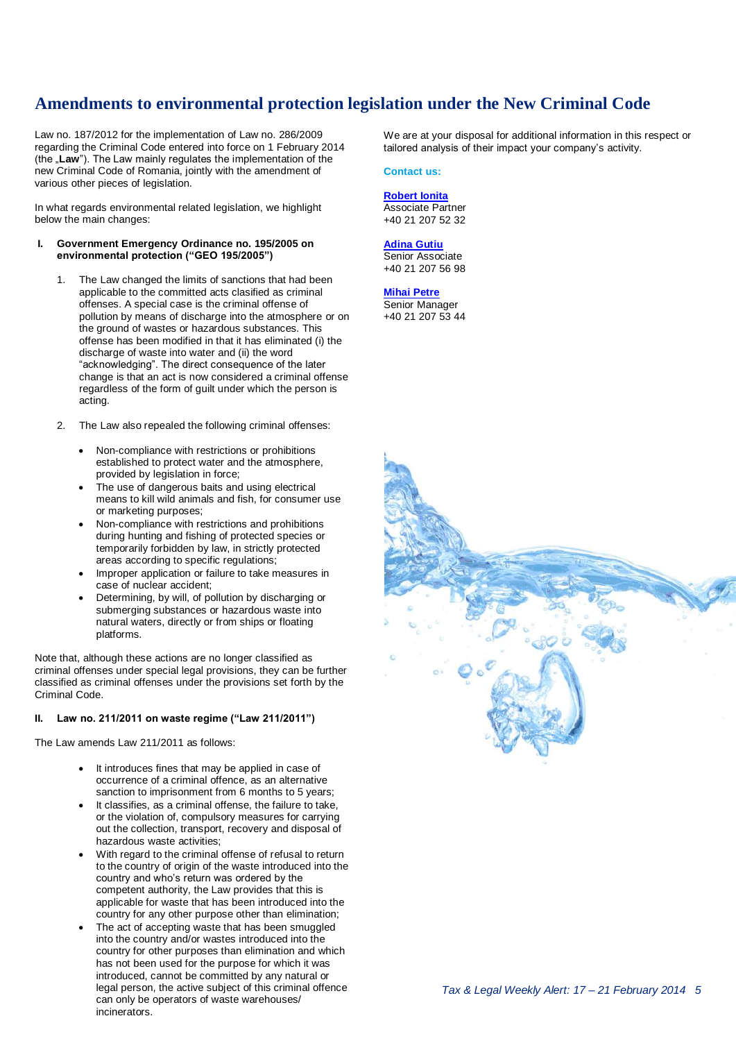# Amendments to environmental protection legislation under the New Criminal Code

Law no. 187/2012 for the implementation of Law no. 286/2009 regarding the Criminal Code entered into force on 1 February 2014 (the „**Law**"). The Law mainly regulates the implementation of the new Criminal Code of Romania, jointly with the amendment of various other pieces of legislation.

In what regards environmental related legislation, we highlight below the main changes:

**I. Government Emergency Ordinance no. 195/2005 on environmental protection ("GEO 195/2005")**

1. The Law changed the limits of sanctions that had been applicable to the committed acts classified as criminal offenses. A special case is the criminal offense of pollution by means of discharge into the atmosphere or on the ground of wastes or hazardous substances. This offense has been modified in that it has eliminated (i) the discharge of waste into water and (ii) the word "acknowledging". The direct consequence of the later change is that an act is now considered a criminal offense regardless of the form of guilt under which the person is acting.

2. The Law also repealed the following criminal offenses:

   - Non-compliance with restrictions or prohibitions established to protect water and the atmosphere, provided by legislation in force;
   - The use of dangerous baits and using electrical means to kill wild animals and fish, for consumer use or marketing purposes;
   - Non-compliance with restrictions and prohibitions during hunting and fishing of protected species or temporarily forbidden by law, in strictly protected areas according to specific regulations;
   - Improper application or failure to take measures in case of nuclear accident;
   - Determining, by will, of pollution by discharging or submerging substances or hazardous waste into natural waters, directly or from ships or floating platforms.

Note that, although these actions are no longer classified as criminal offenses under special legal provisions, they can be further classified as criminal offenses under the provisions set forth by the Criminal Code.

**II. Law no. 211/2011 on waste regime ("Law 211/2011")**

The Law amends Law 211/2011 as follows:

- It introduces fines that may be applied in case of occurrence of a criminal offence, as an alternative sanction to imprisonment from 6 months to 5 years;
- It classifies, as a criminal offense, the failure to take, or the violation of, compulsory measures for carrying out the collection, transport, recovery and disposal of hazardous waste activities;
- With regard to the criminal offense of refusal to return to the country of origin of the waste introduced into the country and who's return was ordered by the competent authority, the Law provides that this is applicable for waste that has been introduced into the country for any other purpose other than elimination;
- The act of accepting waste that has been smuggled into the country and/or wastes introduced into the country for other purposes than elimination and which has not been used for the purpose for which it was introduced, cannot be committed by any natural or legal person, the active subject of this criminal offence can only be operators of waste warehouses/ incinerators.

We are at your disposal for additional information in this respect or tailored analysis of their impact your company's activity.

**Contact us:**

**Robert Ionita**
Associate Partner
+40 21 207 52 32

**Adina Gutiu**
Senior Associate
+40 21 207 56 98

**Mihai Petre**
Senior Manager
+40 21 207 53 44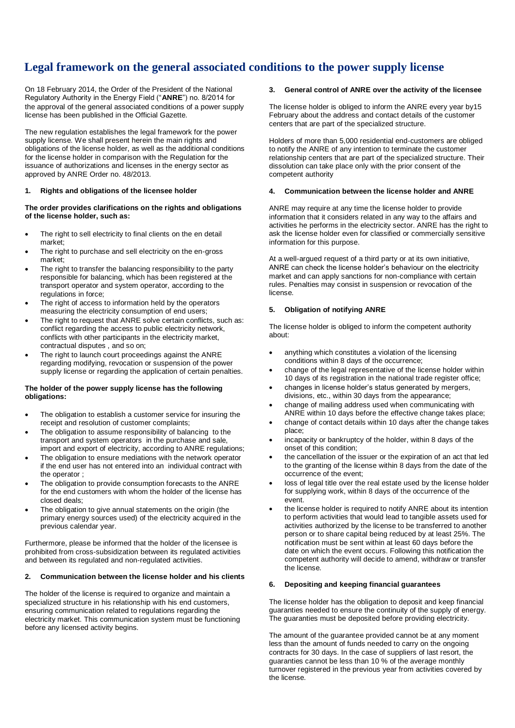# Legal framework on the general associated conditions to the power supply license

On 18 February 2014, the Order of the President of the National Regulatory Authority in the Energy Field ("**ANRE**") no. 8/2014 for the approval of the general associated conditions of a power supply license has been published in the Official Gazette.

The new regulation establishes the legal framework for the power supply license. We shall present herein the main rights and obligations of the license holder, as well as the additional conditions for the license holder in comparison with the Regulation for the issuance of authorizations and licenses in the energy sector as approved by ANRE Order no. 48/2013.

### 1. Rights and obligations of the licensee holder

**The order provides clarifications on the rights and obligations of the license holder, such as:**

- The right to sell electricity to final clients on the en detail market;
- The right to purchase and sell electricity on the en-gross market;
- The right to transfer the balancing responsibility to the party responsible for balancing, which has been registered at the transport operator and system operator, according to the regulations in force;
- The right of access to information held by the operators measuring the electricity consumption of end users;
- The right to request that ANRE solve certain conflicts, such as: conflict regarding the access to public electricity network, conflicts with other participants in the electricity market, contractual disputes , and so on;
- The right to launch court proceedings against the ANRE regarding modifying, revocation or suspension of the power supply license or regarding the application of certain penalties.

**The holder of the power supply license has the following obligations:**

- The obligation to establish a customer service for insuring the receipt and resolution of customer complaints;
- The obligation to assume responsibility of balancing to the transport and system operators in the purchase and sale, import and export of electricity, according to ANRE regulations;
- The obligation to ensure mediations with the network operator if the end user has not entered into an individual contract with the operator ;
- The obligation to provide consumption forecasts to the ANRE for the end customers with whom the holder of the license has closed deals;
- The obligation to give annual statements on the origin (the primary energy sources used) of the electricity acquired in the previous calendar year.

Furthermore, please be informed that the holder of the licensee is prohibited from cross-subsidization between its regulated activities and between its regulated and non-regulated activities.

### 2. Communication between the license holder and his clients

The holder of the license is required to organize and maintain a specialized structure in his relationship with his end customers, ensuring communication related to regulations regarding the electricity market. This communication system must be functioning before any licensed activity begins.

### 3. General control of ANRE over the activity of the licensee

The license holder is obliged to inform the ANRE every year by15 February about the address and contact details of the customer centers that are part of the specialized structure.

Holders of more than 5,000 residential end-customers are obliged to notify the ANRE of any intention to terminate the customer relationship centers that are part of the specialized structure. Their dissolution can take place only with the prior consent of the competent authority

### 4. Communication between the license holder and ANRE

ANRE may require at any time the license holder to provide information that it considers related in any way to the affairs and activities he performs in the electricity sector. ANRE has the right to ask the license holder even for classified or commercially sensitive information for this purpose.

At a well-argued request of a third party or at its own initiative, ANRE can check the license holder's behaviour on the electricity market and can apply sanctions for non-compliance with certain rules. Penalties may consist in suspension or revocation of the license.

### 5. Obligation of notifying ANRE

The license holder is obliged to inform the competent authority about:

- anything which constitutes a violation of the licensing conditions within 8 days of the occurrence;
- change of the legal representative of the license holder within 10 days of its registration in the national trade register office;
- changes in license holder's status generated by mergers, divisions, etc., within 30 days from the appearance;
- change of mailing address used when communicating with ANRE within 10 days before the effective change takes place;
- change of contact details within 10 days after the change takes place;
- incapacity or bankruptcy of the holder, within 8 days of the onset of this condition;
- the cancellation of the issuer or the expiration of an act that led to the granting of the license within 8 days from the date of the occurrence of the event;
- loss of legal title over the real estate used by the license holder for supplying work, within 8 days of the occurrence of the event.
- the license holder is required to notify ANRE about its intention to perform activities that would lead to tangible assets used for activities authorized by the license to be transferred to another person or to share capital being reduced by at least 25%. The notification must be sent within at least 60 days before the date on which the event occurs. Following this notification the competent authority will decide to amend, withdraw or transfer the license.

### 6. Depositing and keeping financial guarantees

The license holder has the obligation to deposit and keep financial guaranties needed to ensure the continuity of the supply of energy. The guaranties must be deposited before providing electricity.

The amount of the guarantee provided cannot be at any moment less than the amount of funds needed to carry on the ongoing contracts for 30 days. In the case of suppliers of last resort, the guaranties cannot be less than 10 % of the average monthly turnover registered in the previous year from activities covered by the license.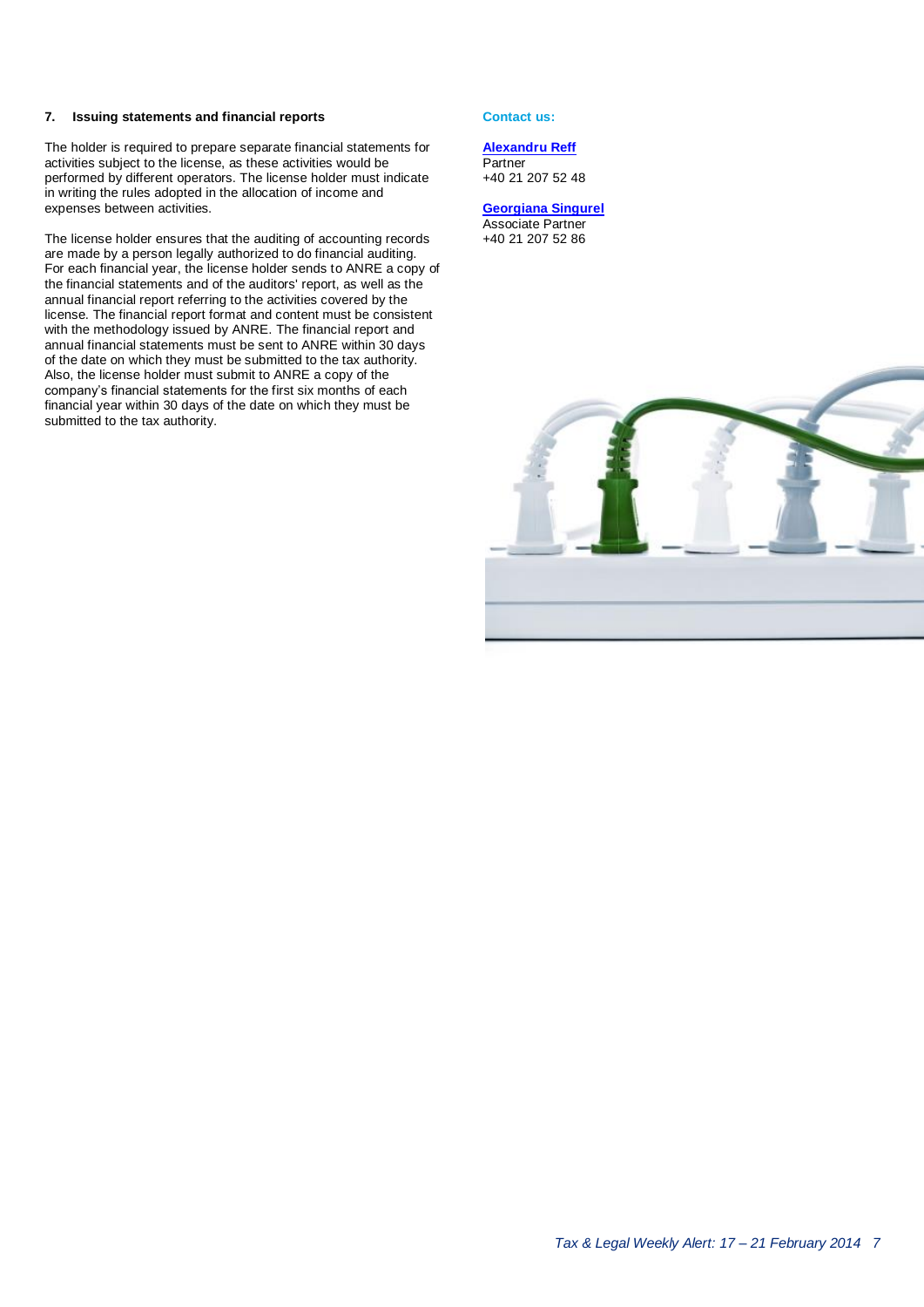### 7. Issuing statements and financial reports

The holder is required to prepare separate financial statements for activities subject to the license, as these activities would be performed by different operators. The license holder must indicate in writing the rules adopted in the allocation of income and expenses between activities.

The license holder ensures that the auditing of accounting records are made by a person legally authorized to do financial auditing. For each financial year, the license holder sends to ANRE a copy of the financial statements and of the auditors' report, as well as the annual financial report referring to the activities covered by the license. The financial report format and content must be consistent with the methodology issued by ANRE. The financial report and annual financial statements must be sent to ANRE within 30 days of the date on which they must be submitted to the tax authority. Also, the license holder must submit to ANRE a copy of the company's financial statements for the first six months of each financial year within 30 days of the date on which they must be submitted to the tax authority.

**Contact us:**

**Alexandru Reff**
Partner
+40 21 207 52 48

**Georgiana Singurel**
Associate Partner
+40 21 207 52 86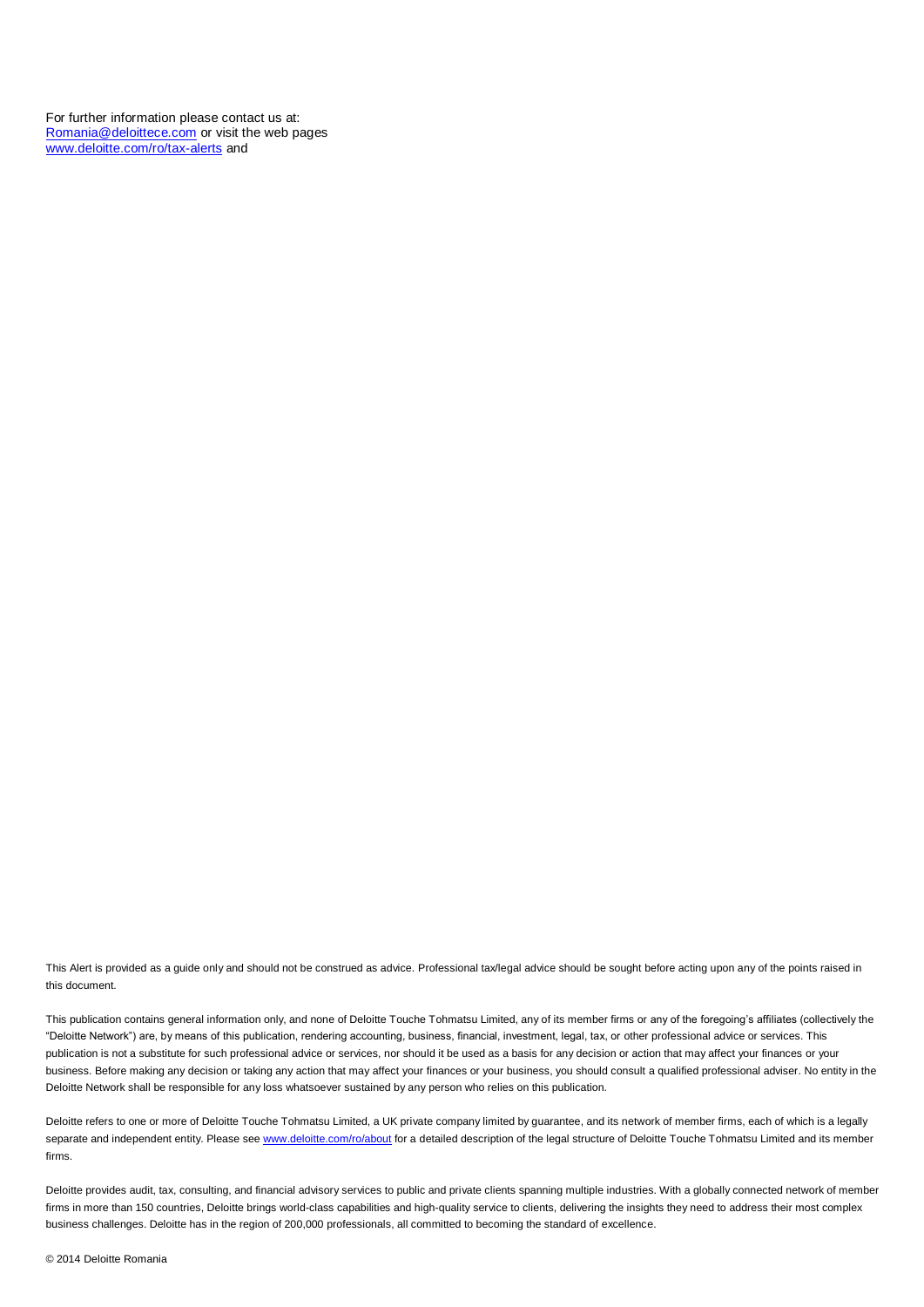For further information please contact us at:
[Romania@deloittece.com](mailto:Romania@deloittece.com) or visit the web pages
[www.deloitte.com/ro/tax-alerts](http://www.deloitte.com/ro/tax-alerts) and

This Alert is provided as a guide only and should not be construed as advice. Professional tax/legal advice should be sought before acting upon any of the points raised in this document.

This publication contains general information only, and none of Deloitte Touche Tohmatsu Limited, any of its member firms or any of the foregoing's affiliates (collectively the "Deloitte Network") are, by means of this publication, rendering accounting, business, financial, investment, legal, tax, or other professional advice or services. This publication is not a substitute for such professional advice or services, nor should it be used as a basis for any decision or action that may affect your finances or your business. Before making any decision or taking any action that may affect your finances or your business, you should consult a qualified professional adviser. No entity in the Deloitte Network shall be responsible for any loss whatsoever sustained by any person who relies on this publication.

Deloitte refers to one or more of Deloitte Touche Tohmatsu Limited, a UK private company limited by guarantee, and its network of member firms, each of which is a legally separate and independent entity. Please see [www.deloitte.com/ro/about](http://www.deloitte.com/ro/about) for a detailed description of the legal structure of Deloitte Touche Tohmatsu Limited and its member firms.

Deloitte provides audit, tax, consulting, and financial advisory services to public and private clients spanning multiple industries. With a globally connected network of member firms in more than 150 countries, Deloitte brings world-class capabilities and high-quality service to clients, delivering the insights they need to address their most complex business challenges. Deloitte has in the region of 200,000 professionals, all committed to becoming the standard of excellence.

© 2014 Deloitte Romania